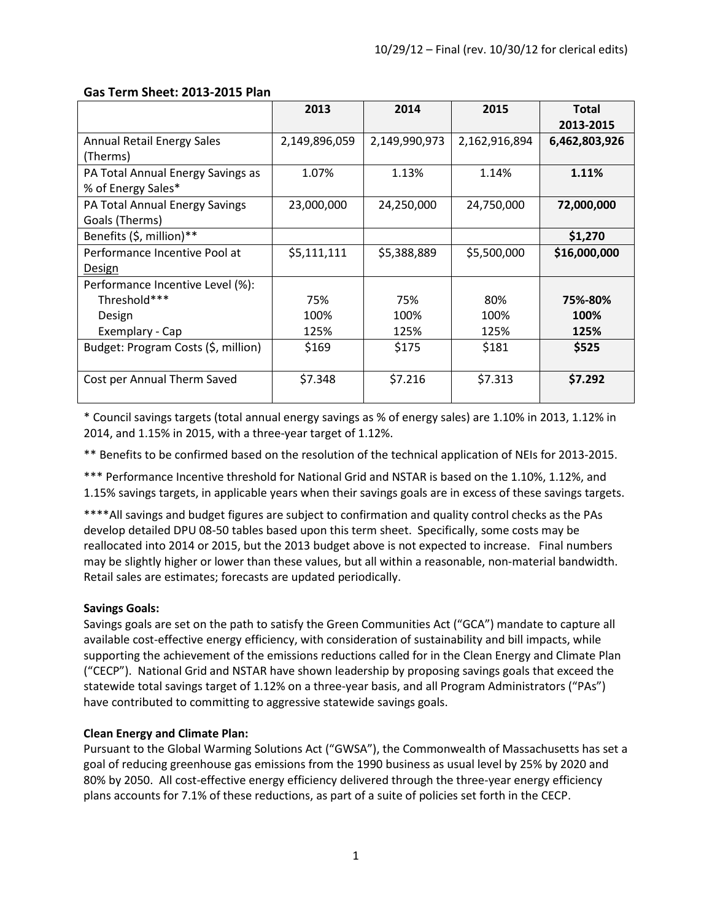10/29/12 – Final (rev. 10/30/12 for clerical edits)

**Gas Term Sheet: 2013-2015 Plan**

| | 2013 | 2014 | 2015 | Total 2013-2015 |
|---|---|---|---|---|
| Annual Retail Energy Sales (Therms) | 2,149,896,059 | 2,149,990,973 | 2,162,916,894 | **6,462,803,926** |
| PA Total Annual Energy Savings as % of Energy Sales* | 1.07% | 1.13% | 1.14% | **1.11%** |
| PA Total Annual Energy Savings Goals (Therms) | 23,000,000 | 24,250,000 | 24,750,000 | **72,000,000** |
| Benefits ($, million)** | | | | **$1,270** |
| Performance Incentive Pool at Design | $5,111,111 | $5,388,889 | $5,500,000 | **$16,000,000** |
| Performance Incentive Level (%): | | | | |
| Threshold*** | 75% | 75% | 80% | **75%-80%** |
| Design | 100% | 100% | 100% | **100%** |
| Exemplary - Cap | 125% | 125% | 125% | **125%** |
| Budget: Program Costs ($, million) | $169 | $175 | $181 | **$525** |
| Cost per Annual Therm Saved | $7.348 | $7.216 | $7.313 | **$7.292** |

* Council savings targets (total annual energy savings as % of energy sales) are 1.10% in 2013, 1.12% in 2014, and 1.15% in 2015, with a three-year target of 1.12%.

** Benefits to be confirmed based on the resolution of the technical application of NEIs for 2013-2015.

*** Performance Incentive threshold for National Grid and NSTAR is based on the 1.10%, 1.12%, and 1.15% savings targets, in applicable years when their savings goals are in excess of these savings targets.

****All savings and budget figures are subject to confirmation and quality control checks as the PAs develop detailed DPU 08-50 tables based upon this term sheet. Specifically, some costs may be reallocated into 2014 or 2015, but the 2013 budget above is not expected to increase. Final numbers may be slightly higher or lower than these values, but all within a reasonable, non-material bandwidth. Retail sales are estimates; forecasts are updated periodically.

**Savings Goals:**

Savings goals are set on the path to satisfy the Green Communities Act ("GCA") mandate to capture all available cost-effective energy efficiency, with consideration of sustainability and bill impacts, while supporting the achievement of the emissions reductions called for in the Clean Energy and Climate Plan ("CECP"). National Grid and NSTAR have shown leadership by proposing savings goals that exceed the statewide total savings target of 1.12% on a three-year basis, and all Program Administrators ("PAs") have contributed to committing to aggressive statewide savings goals.

**Clean Energy and Climate Plan:**

Pursuant to the Global Warming Solutions Act ("GWSA"), the Commonwealth of Massachusetts has set a goal of reducing greenhouse gas emissions from the 1990 business as usual level by 25% by 2020 and 80% by 2050. All cost-effective energy efficiency delivered through the three-year energy efficiency plans accounts for 7.1% of these reductions, as part of a suite of policies set forth in the CECP.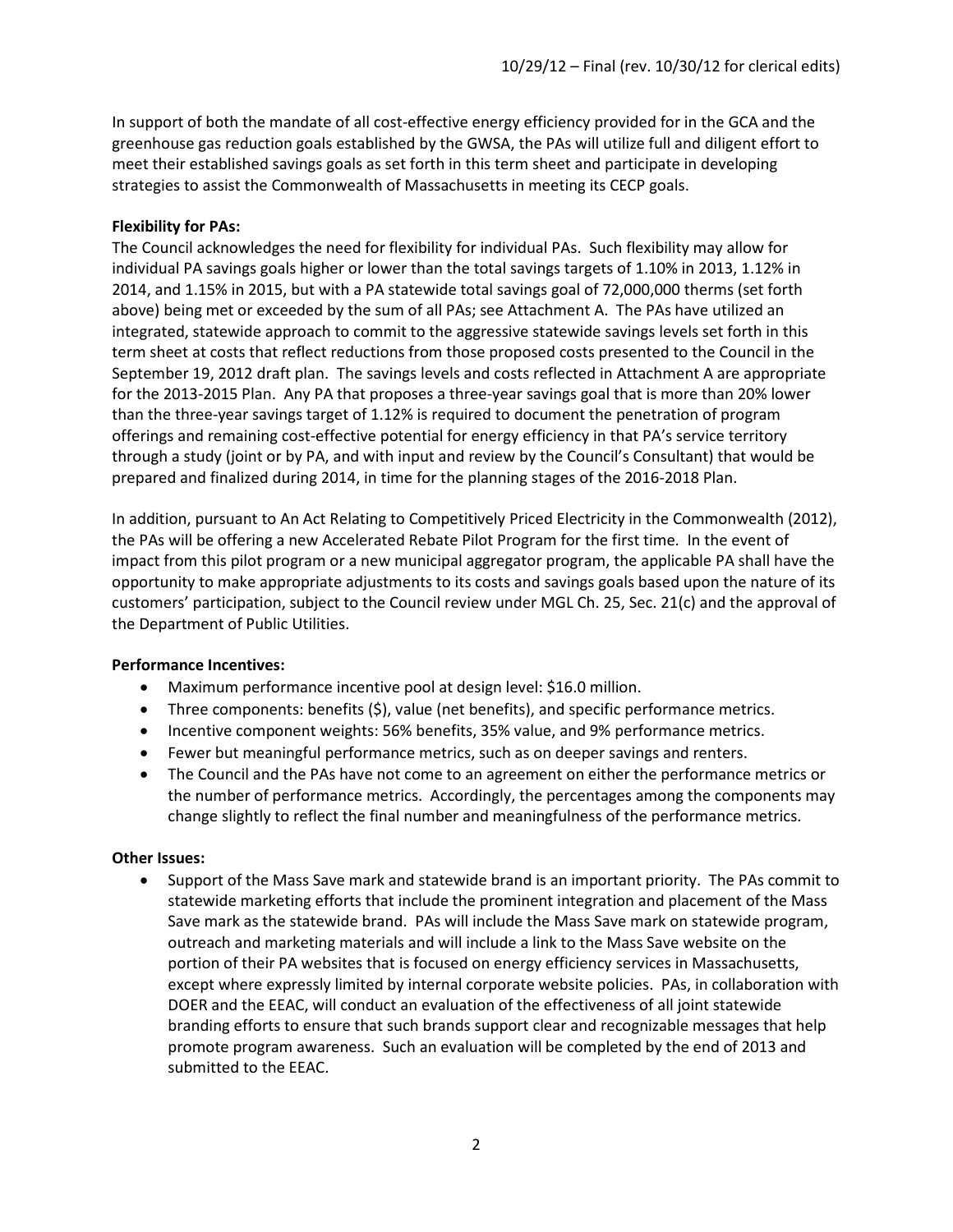In support of both the mandate of all cost-effective energy efficiency provided for in the GCA and the greenhouse gas reduction goals established by the GWSA, the PAs will utilize full and diligent effort to meet their established savings goals as set forth in this term sheet and participate in developing strategies to assist the Commonwealth of Massachusetts in meeting its CECP goals.

**Flexibility for PAs:**

The Council acknowledges the need for flexibility for individual PAs. Such flexibility may allow for individual PA savings goals higher or lower than the total savings targets of 1.10% in 2013, 1.12% in 2014, and 1.15% in 2015, but with a PA statewide total savings goal of 72,000,000 therms (set forth above) being met or exceeded by the sum of all PAs; see Attachment A. The PAs have utilized an integrated, statewide approach to commit to the aggressive statewide savings levels set forth in this term sheet at costs that reflect reductions from those proposed costs presented to the Council in the September 19, 2012 draft plan. The savings levels and costs reflected in Attachment A are appropriate for the 2013-2015 Plan. Any PA that proposes a three-year savings goal that is more than 20% lower than the three-year savings target of 1.12% is required to document the penetration of program offerings and remaining cost-effective potential for energy efficiency in that PA's service territory through a study (joint or by PA, and with input and review by the Council's Consultant) that would be prepared and finalized during 2014, in time for the planning stages of the 2016-2018 Plan.

In addition, pursuant to An Act Relating to Competitively Priced Electricity in the Commonwealth (2012), the PAs will be offering a new Accelerated Rebate Pilot Program for the first time. In the event of impact from this pilot program or a new municipal aggregator program, the applicable PA shall have the opportunity to make appropriate adjustments to its costs and savings goals based upon the nature of its customers' participation, subject to the Council review under MGL Ch. 25, Sec. 21(c) and the approval of the Department of Public Utilities.

**Performance Incentives:**

- Maximum performance incentive pool at design level: $16.0 million.
- Three components: benefits ($), value (net benefits), and specific performance metrics.
- Incentive component weights: 56% benefits, 35% value, and 9% performance metrics.
- Fewer but meaningful performance metrics, such as on deeper savings and renters.
- The Council and the PAs have not come to an agreement on either the performance metrics or the number of performance metrics. Accordingly, the percentages among the components may change slightly to reflect the final number and meaningfulness of the performance metrics.

**Other Issues:**

- Support of the Mass Save mark and statewide brand is an important priority. The PAs commit to statewide marketing efforts that include the prominent integration and placement of the Mass Save mark as the statewide brand. PAs will include the Mass Save mark on statewide program, outreach and marketing materials and will include a link to the Mass Save website on the portion of their PA websites that is focused on energy efficiency services in Massachusetts, except where expressly limited by internal corporate website policies. PAs, in collaboration with DOER and the EEAC, will conduct an evaluation of the effectiveness of all joint statewide branding efforts to ensure that such brands support clear and recognizable messages that help promote program awareness. Such an evaluation will be completed by the end of 2013 and submitted to the EEAC.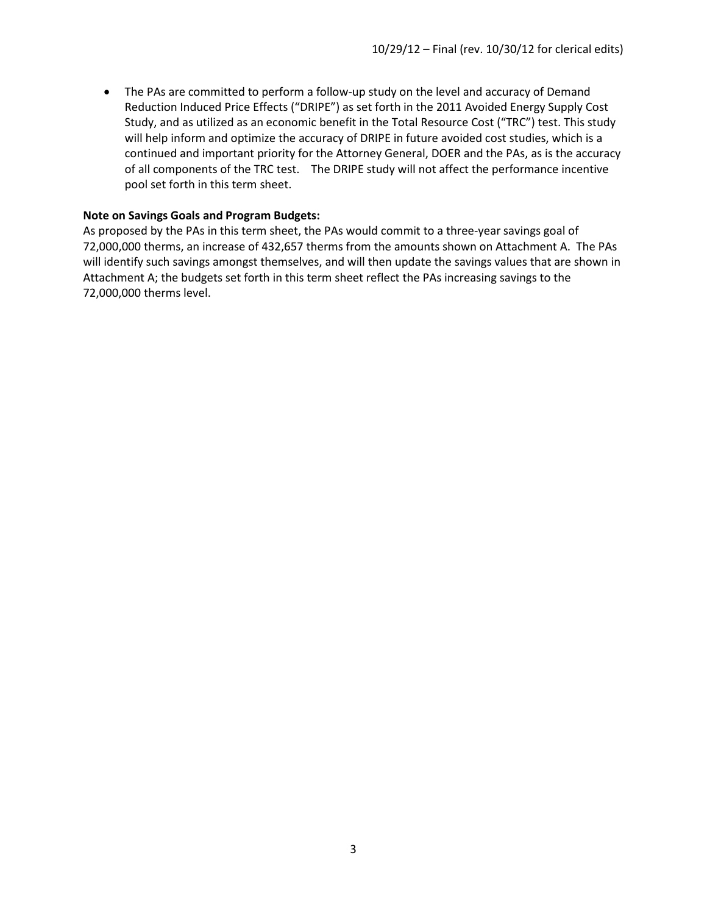- The PAs are committed to perform a follow-up study on the level and accuracy of Demand Reduction Induced Price Effects ("DRIPE") as set forth in the 2011 Avoided Energy Supply Cost Study, and as utilized as an economic benefit in the Total Resource Cost ("TRC") test. This study will help inform and optimize the accuracy of DRIPE in future avoided cost studies, which is a continued and important priority for the Attorney General, DOER and the PAs, as is the accuracy of all components of the TRC test. The DRIPE study will not affect the performance incentive pool set forth in this term sheet.

**Note on Savings Goals and Program Budgets:**

As proposed by the PAs in this term sheet, the PAs would commit to a three-year savings goal of 72,000,000 therms, an increase of 432,657 therms from the amounts shown on Attachment A. The PAs will identify such savings amongst themselves, and will then update the savings values that are shown in Attachment A; the budgets set forth in this term sheet reflect the PAs increasing savings to the 72,000,000 therms level.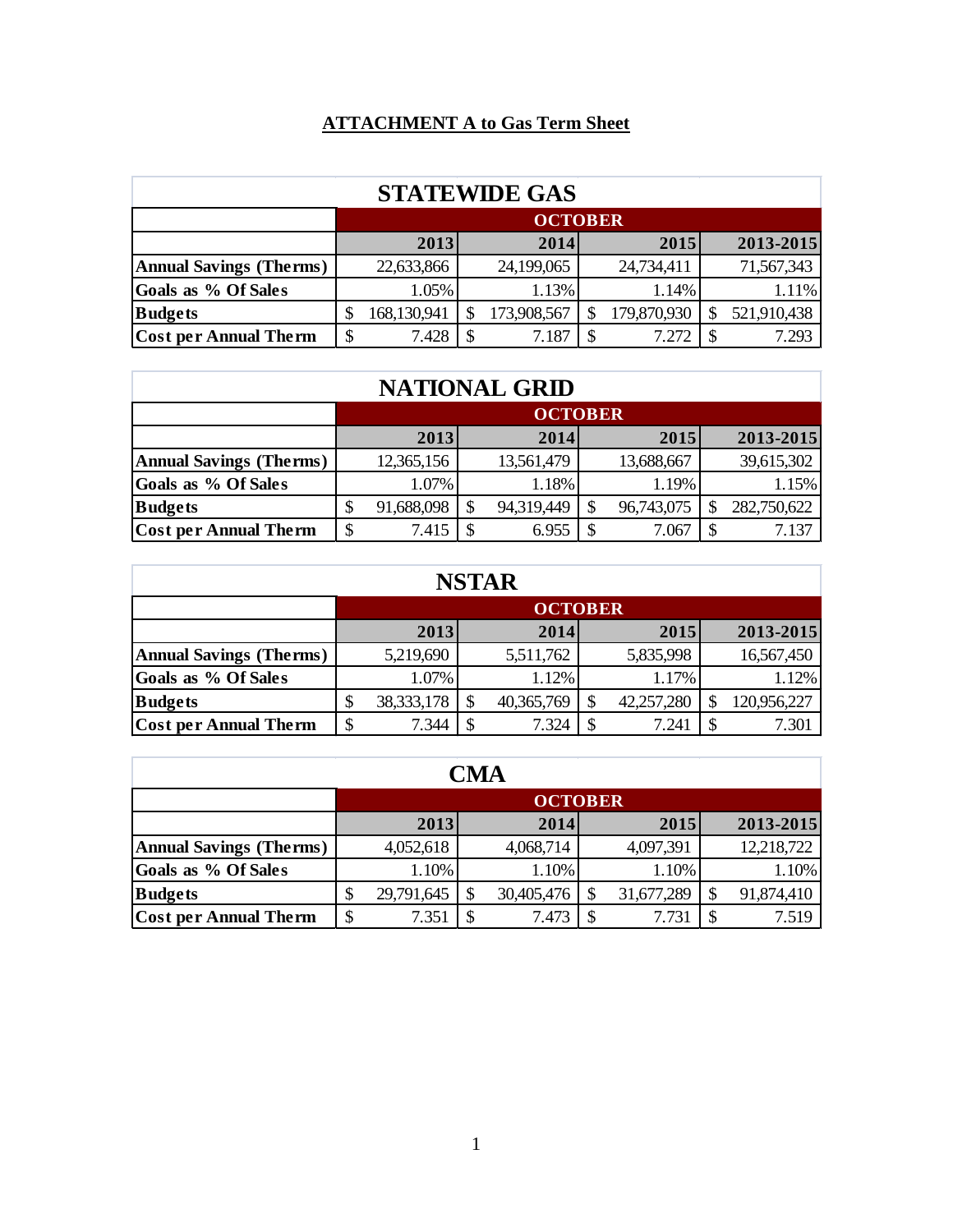**ATTACHMENT A to Gas Term Sheet**

## STATEWIDE GAS

| | OCTOBER | | | |
|---|---|---|---|---|
| | 2013 | 2014 | 2015 | 2013-2015 |
| **Annual Savings (Therms)** | 22,633,866 | 24,199,065 | 24,734,411 | 71,567,343 |
| **Goals as % Of Sales** | 1.05% | 1.13% | 1.14% | 1.11% |
| **Budgets** | $ 168,130,941 | $ 173,908,567 | $ 179,870,930 | $ 521,910,438 |
| **Cost per Annual Therm** | $ 7.428 | $ 7.187 | $ 7.272 | $ 7.293 |

## NATIONAL GRID

| | OCTOBER | | | |
|---|---|---|---|---|
| | 2013 | 2014 | 2015 | 2013-2015 |
| **Annual Savings (Therms)** | 12,365,156 | 13,561,479 | 13,688,667 | 39,615,302 |
| **Goals as % Of Sales** | 1.07% | 1.18% | 1.19% | 1.15% |
| **Budgets** | $ 91,688,098 | $ 94,319,449 | $ 96,743,075 | $ 282,750,622 |
| **Cost per Annual Therm** | $ 7.415 | $ 6.955 | $ 7.067 | $ 7.137 |

## NSTAR

| | OCTOBER | | | |
|---|---|---|---|---|
| | 2013 | 2014 | 2015 | 2013-2015 |
| **Annual Savings (Therms)** | 5,219,690 | 5,511,762 | 5,835,998 | 16,567,450 |
| **Goals as % Of Sales** | 1.07% | 1.12% | 1.17% | 1.12% |
| **Budgets** | $ 38,333,178 | $ 40,365,769 | $ 42,257,280 | $ 120,956,227 |
| **Cost per Annual Therm** | $ 7.344 | $ 7.324 | $ 7.241 | $ 7.301 |

## CMA

| | OCTOBER | | | |
|---|---|---|---|---|
| | 2013 | 2014 | 2015 | 2013-2015 |
| **Annual Savings (Therms)** | 4,052,618 | 4,068,714 | 4,097,391 | 12,218,722 |
| **Goals as % Of Sales** | 1.10% | 1.10% | 1.10% | 1.10% |
| **Budgets** | $ 29,791,645 | $ 30,405,476 | $ 31,677,289 | $ 91,874,410 |
| **Cost per Annual Therm** | $ 7.351 | $ 7.473 | $ 7.731 | $ 7.519 |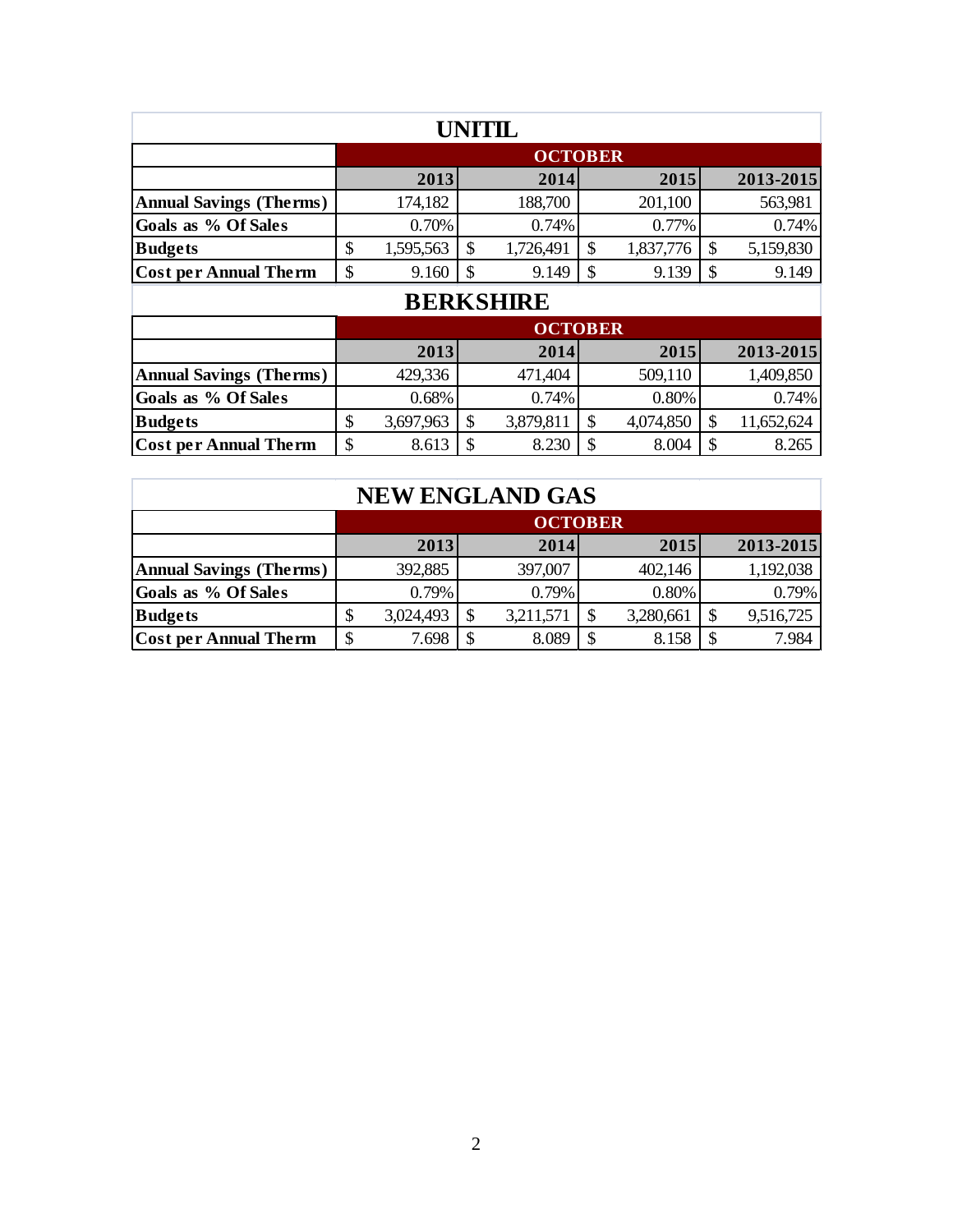## UNITIL

| | OCTOBER | | | |
|---|---|---|---|---|
| | 2013 | 2014 | 2015 | 2013-2015 |
| **Annual Savings (Therms)** | 174,182 | 188,700 | 201,100 | 563,981 |
| **Goals as % Of Sales** | 0.70% | 0.74% | 0.77% | 0.74% |
| **Budgets** | $ 1,595,563 | $ 1,726,491 | $ 1,837,776 | $ 5,159,830 |
| **Cost per Annual Therm** | $ 9.160 | $ 9.149 | $ 9.139 | $ 9.149 |

## BERKSHIRE

| | OCTOBER | | | |
|---|---|---|---|---|
| | 2013 | 2014 | 2015 | 2013-2015 |
| **Annual Savings (Therms)** | 429,336 | 471,404 | 509,110 | 1,409,850 |
| **Goals as % Of Sales** | 0.68% | 0.74% | 0.80% | 0.74% |
| **Budgets** | $ 3,697,963 | $ 3,879,811 | $ 4,074,850 | $ 11,652,624 |
| **Cost per Annual Therm** | $ 8.613 | $ 8.230 | $ 8.004 | $ 8.265 |

## NEW ENGLAND GAS

| | OCTOBER | | | |
|---|---|---|---|---|
| | 2013 | 2014 | 2015 | 2013-2015 |
| **Annual Savings (Therms)** | 392,885 | 397,007 | 402,146 | 1,192,038 |
| **Goals as % Of Sales** | 0.79% | 0.79% | 0.80% | 0.79% |
| **Budgets** | $ 3,024,493 | $ 3,211,571 | $ 3,280,661 | $ 9,516,725 |
| **Cost per Annual Therm** | $ 7.698 | $ 8.089 | $ 8.158 | $ 7.984 |